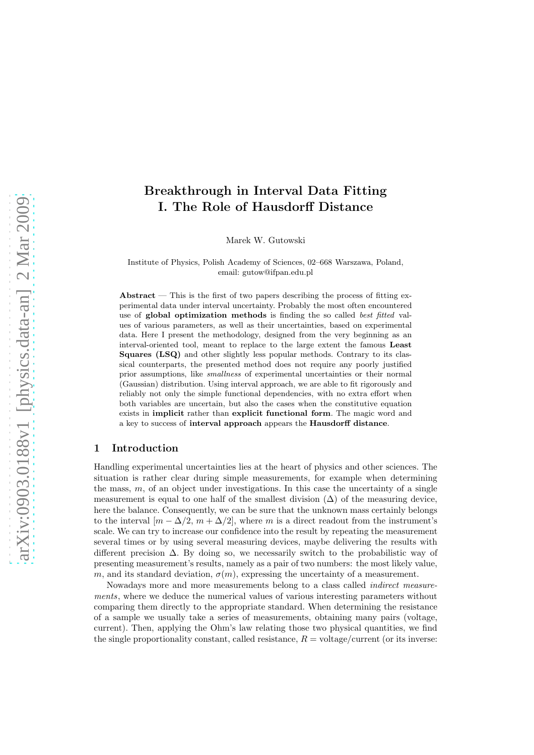# Breakthrough in Interval Data Fitting
# I. The Role of Hausdorff Distance

Marek W. Gutowski

Institute of Physics, Polish Academy of Sciences, 02–668 Warszawa, Poland,
email: gutow@ifpan.edu.pl

**Abstract** — This is the first of two papers describing the process of fitting experimental data under interval uncertainty. Probably the most often encountered use of **global optimization methods** is finding the so called *best fitted* values of various parameters, as well as their uncertainties, based on experimental data. Here I present the methodology, designed from the very beginning as an interval-oriented tool, meant to replace to the large extent the famous **Least Squares (LSQ)** and other slightly less popular methods. Contrary to its classical counterparts, the presented method does not require any poorly justified prior assumptions, like *smallness* of experimental uncertainties or their normal (Gaussian) distribution. Using interval approach, we are able to fit rigorously and reliably not only the simple functional dependencies, with no extra effort when both variables are uncertain, but also the cases when the constitutive equation exists in **implicit** rather than **explicit functional form**. The magic word and a key to success of **interval approach** appears the **Hausdorff distance**.

## 1 Introduction

Handling experimental uncertainties lies at the heart of physics and other sciences. The situation is rather clear during simple measurements, for example when determining the mass, $m$, of an object under investigations. In this case the uncertainty of a single measurement is equal to one half of the smallest division ($\Delta$) of the measuring device, here the balance. Consequently, we can be sure that the unknown mass certainly belongs to the interval $[m - \Delta/2,\, m + \Delta/2]$, where $m$ is a direct readout from the instrument's scale. We can try to increase our confidence into the result by repeating the measurement several times or by using several measuring devices, maybe delivering the results with different precision $\Delta$. By doing so, we necessarily switch to the probabilistic way of presenting measurement's results, namely as a pair of two numbers: the most likely value, $m$, and its standard deviation, $\sigma(m)$, expressing the uncertainty of a measurement.

Nowadays more and more measurements belong to a class called *indirect measurements*, where we deduce the numerical values of various interesting parameters without comparing them directly to the appropriate standard. When determining the resistance of a sample we usually take a series of measurements, obtaining many pairs (voltage, current). Then, applying the Ohm's law relating those two physical quantities, we find the single proportionality constant, called resistance, $R = \text{voltage}/\text{current}$ (or its inverse: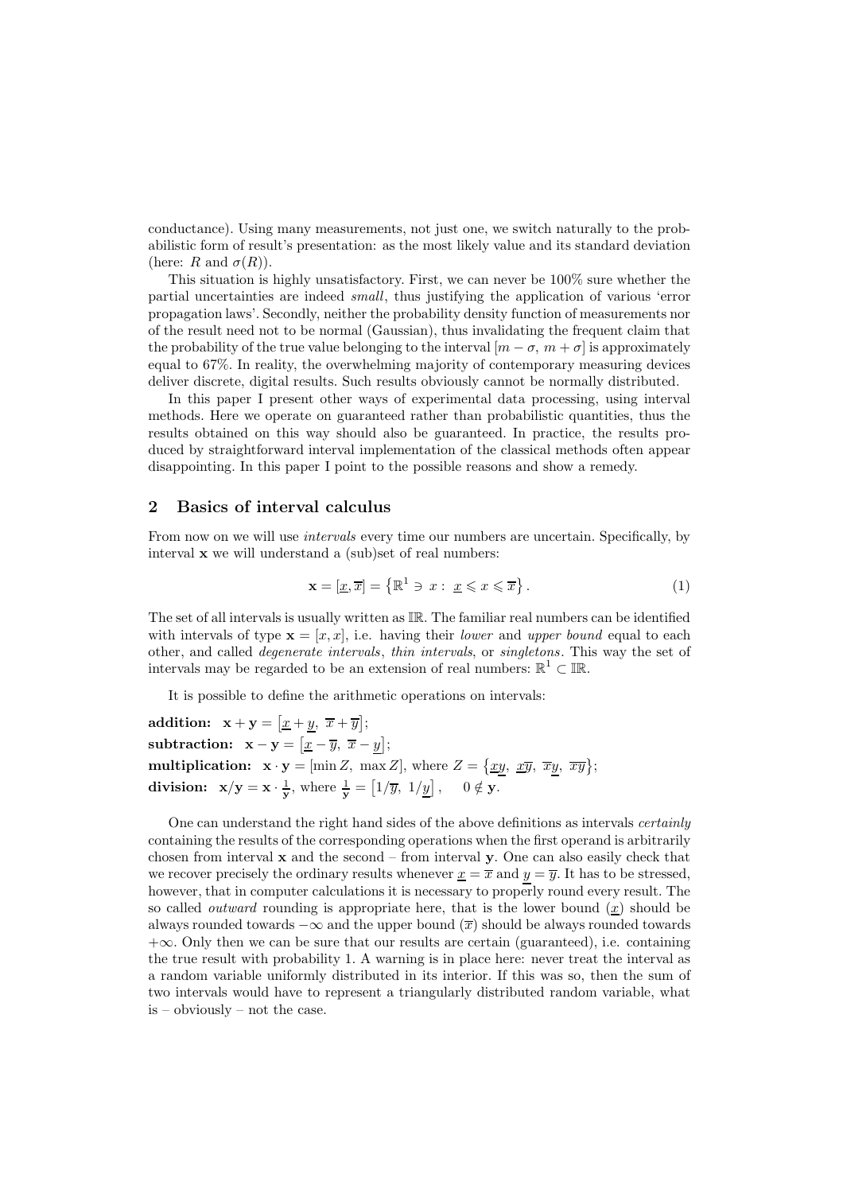conductance). Using many measurements, not just one, we switch naturally to the probabilistic form of result's presentation: as the most likely value and its standard deviation (here: $R$ and $\sigma(R)$).

This situation is highly unsatisfactory. First, we can never be 100% sure whether the partial uncertainties are indeed *small*, thus justifying the application of various 'error propagation laws'. Secondly, neither the probability density function of measurements nor of the result need not to be normal (Gaussian), thus invalidating the frequent claim that the probability of the true value belonging to the interval $[m - \sigma,\ m + \sigma]$ is approximately equal to 67%. In reality, the overwhelming majority of contemporary measuring devices deliver discrete, digital results. Such results obviously cannot be normally distributed.

In this paper I present other ways of experimental data processing, using interval methods. Here we operate on guaranteed rather than probabilistic quantities, thus the results obtained on this way should also be guaranteed. In practice, the results produced by straightforward interval implementation of the classical methods often appear disappointing. In this paper I point to the possible reasons and show a remedy.

## 2 Basics of interval calculus

From now on we will use *intervals* every time our numbers are uncertain. Specifically, by interval $\mathbf{x}$ we will understand a (sub)set of real numbers:

$$\mathbf{x} = [\underline{x}, \overline{x}] = \left\{ \mathbb{R}^1 \ni x : \ \underline{x} \leqslant x \leqslant \overline{x} \right\}. \tag{1}$$

The set of all intervals is usually written as $\mathbb{IR}$. The familiar real numbers can be identified with intervals of type $\mathbf{x} = [x, x]$, i.e. having their *lower* and *upper bound* equal to each other, and called *degenerate intervals*, *thin intervals*, or *singletons*. This way the set of intervals may be regarded to be an extension of real numbers: $\mathbb{R}^1 \subset \mathbb{IR}$.

It is possible to define the arithmetic operations on intervals:

**addition:** $\mathbf{x} + \mathbf{y} = \left[\underline{x} + \underline{y},\ \overline{x} + \overline{y}\right]$;
**subtraction:** $\mathbf{x} - \mathbf{y} = \left[\underline{x} - \overline{y},\ \overline{x} - \underline{y}\right]$;
**multiplication:** $\mathbf{x} \cdot \mathbf{y} = [\min Z,\ \max Z]$, where $Z = \left\{\underline{x}\underline{y},\ \underline{x}\overline{y},\ \overline{x}\underline{y},\ \overline{x}\overline{y}\right\}$;
**division:** $\mathbf{x}/\mathbf{y} = \mathbf{x} \cdot \frac{1}{\mathbf{y}}$, where $\frac{1}{\mathbf{y}} = \left[1/\overline{y},\ 1/\underline{y}\right], \quad 0 \notin \mathbf{y}$.

One can understand the right hand sides of the above definitions as intervals *certainly* containing the results of the corresponding operations when the first operand is arbitrarily chosen from interval $\mathbf{x}$ and the second – from interval $\mathbf{y}$. One can also easily check that we recover precisely the ordinary results whenever $\underline{x} = \overline{x}$ and $\underline{y} = \overline{y}$. It has to be stressed, however, that in computer calculations it is necessary to properly round every result. The so called *outward* rounding is appropriate here, that is the lower bound ($\underline{x}$) should be always rounded towards $-\infty$ and the upper bound ($\overline{x}$) should be always rounded towards $+\infty$. Only then we can be sure that our results are certain (guaranteed), i.e. containing the true result with probability 1. A warning is in place here: never treat the interval as a random variable uniformly distributed in its interior. If this was so, then the sum of two intervals would have to represent a triangularly distributed random variable, what is – obviously – not the case.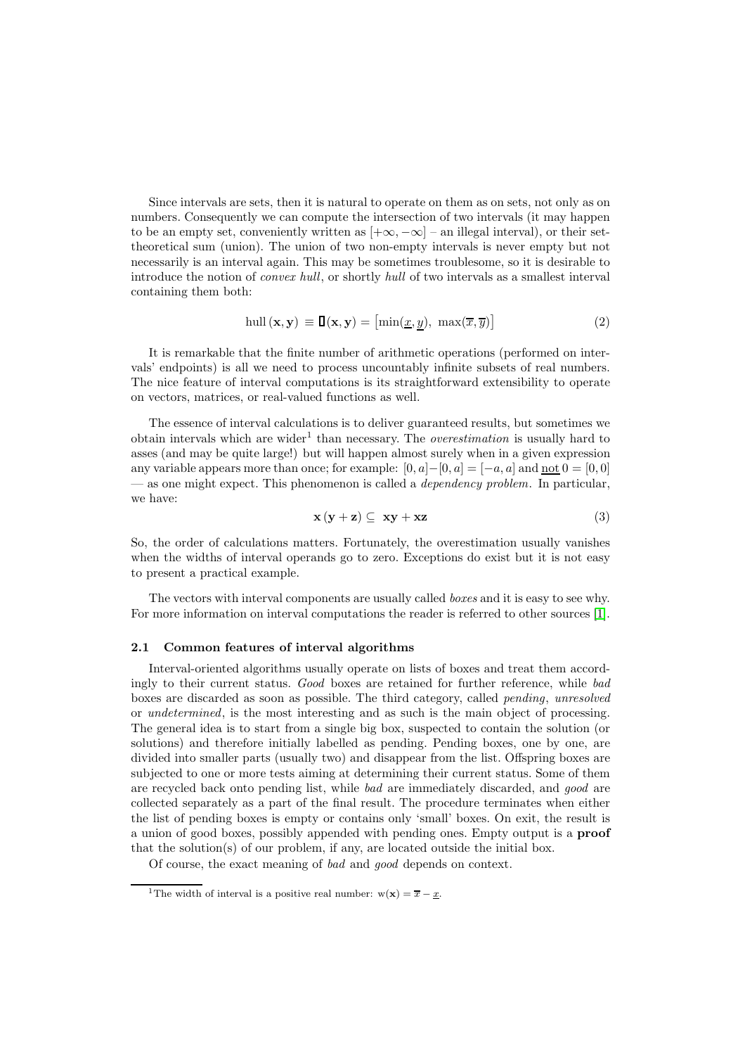Since intervals are sets, then it is natural to operate on them as on sets, not only as on numbers. Consequently we can compute the intersection of two intervals (it may happen to be an empty set, conveniently written as $[+\infty, -\infty]$ – an illegal interval), or their set-theoretical sum (union). The union of two non-empty intervals is never empty but not necessarily is an interval again. This may be sometimes troublesome, so it is desirable to introduce the notion of *convex hull*, or shortly *hull* of two intervals as a smallest interval containing them both:

$$\operatorname{hull}(\mathbf{x}, \mathbf{y}) \equiv \square(\mathbf{x}, \mathbf{y}) = \left[\min(\underline{x}, \underline{y}),\ \max(\overline{x}, \overline{y})\right] \tag{2}$$

It is remarkable that the finite number of arithmetic operations (performed on intervals' endpoints) is all we need to process uncountably infinite subsets of real numbers. The nice feature of interval computations is its straightforward extensibility to operate on vectors, matrices, or real-valued functions as well.

The essence of interval calculations is to deliver guaranteed results, but sometimes we obtain intervals which are wider[1] than necessary. The *overestimation* is usually hard to asses (and may be quite large!) but will happen almost surely when in a given expression any variable appears more than once; for example: $[0, a] - [0, a] = [-a, a]$ and <u>not</u> $0 = [0, 0]$ — as one might expect. This phenomenon is called a *dependency problem*. In particular, we have:

$$\mathbf{x}\,(\mathbf{y} + \mathbf{z}) \subseteq\ \mathbf{x}\mathbf{y} + \mathbf{x}\mathbf{z} \tag{3}$$

So, the order of calculations matters. Fortunately, the overestimation usually vanishes when the widths of interval operands go to zero. Exceptions do exist but it is not easy to present a practical example.

The vectors with interval components are usually called *boxes* and it is easy to see why. For more information on interval computations the reader is referred to other sources [1].

### 2.1 Common features of interval algorithms

Interval-oriented algorithms usually operate on lists of boxes and treat them accordingly to their current status. *Good* boxes are retained for further reference, while *bad* boxes are discarded as soon as possible. The third category, called *pending*, *unresolved* or *undetermined*, is the most interesting and as such is the main object of processing. The general idea is to start from a single big box, suspected to contain the solution (or solutions) and therefore initially labelled as pending. Pending boxes, one by one, are divided into smaller parts (usually two) and disappear from the list. Offspring boxes are subjected to one or more tests aiming at determining their current status. Some of them are recycled back onto pending list, while *bad* are immediately discarded, and *good* are collected separately as a part of the final result. The procedure terminates when either the list of pending boxes is empty or contains only 'small' boxes. On exit, the result is a union of good boxes, possibly appended with pending ones. Empty output is a **proof** that the solution(s) of our problem, if any, are located outside the initial box.

Of course, the exact meaning of *bad* and *good* depends on context.

[1] The width of interval is a positive real number: $\mathrm{w}(\mathbf{x}) = \overline{x} - \underline{x}$.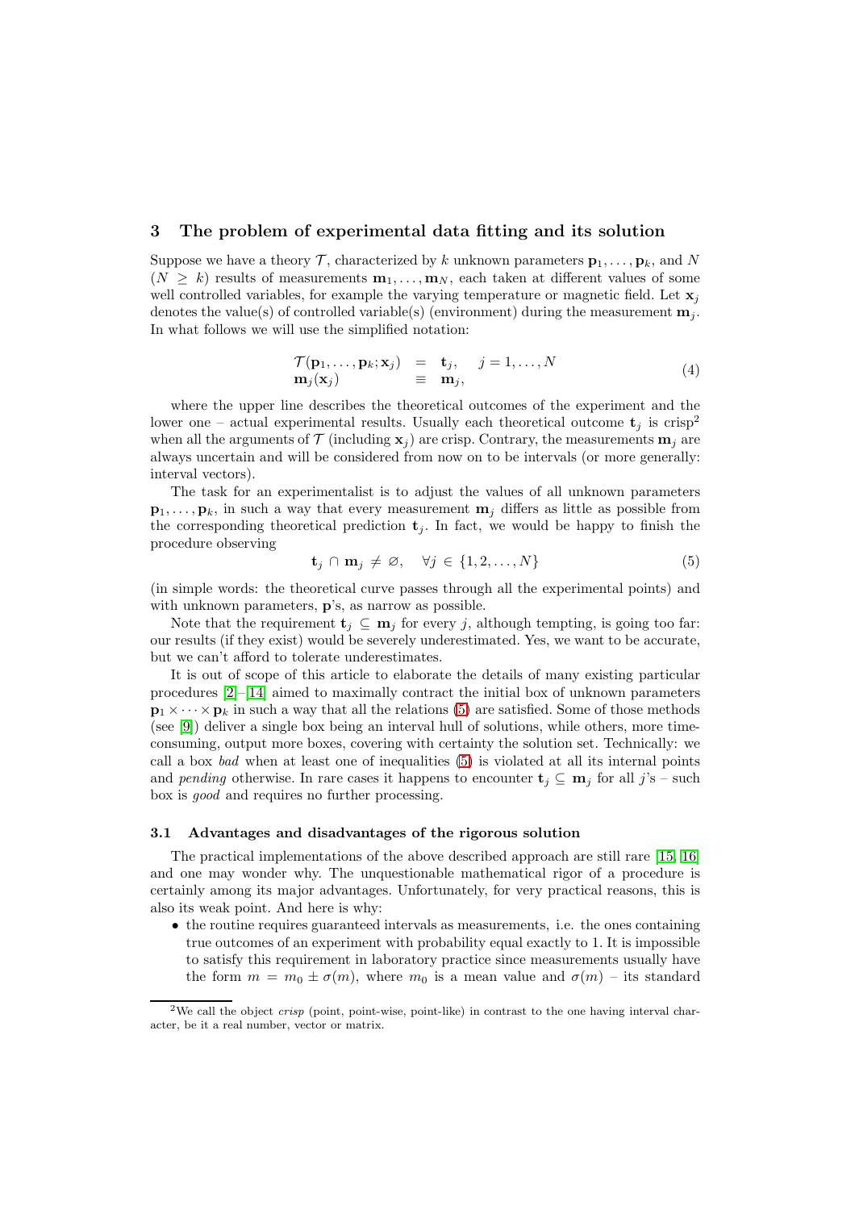## 3 The problem of experimental data fitting and its solution

Suppose we have a theory $\mathcal{T}$, characterized by $k$ unknown parameters $\mathbf{p}_1, \ldots, \mathbf{p}_k$, and $N$ ($N \geq k$) results of measurements $\mathbf{m}_1, \ldots, \mathbf{m}_N$, each taken at different values of some well controlled variables, for example the varying temperature or magnetic field. Let $\mathbf{x}_j$ denotes the value(s) of controlled variable(s) (environment) during the measurement $\mathbf{m}_j$. In what follows we will use the simplified notation:

$$
\begin{array}{lcl}
\mathcal{T}(\mathbf{p}_1, \ldots, \mathbf{p}_k; \mathbf{x}_j) & = & \mathbf{t}_j, \quad j = 1, \ldots, N \\
\mathbf{m}_j(\mathbf{x}_j) & \equiv & \mathbf{m}_j,
\end{array}
\tag{4}
$$

where the upper line describes the theoretical outcomes of the experiment and the lower one – actual experimental results. Usually each theoretical outcome $\mathbf{t}_j$ is crisp[2] when all the arguments of $\mathcal{T}$ (including $\mathbf{x}_j$) are crisp. Contrary, the measurements $\mathbf{m}_j$ are always uncertain and will be considered from now on to be intervals (or more generally: interval vectors).

The task for an experimentalist is to adjust the values of all unknown parameters $\mathbf{p}_1, \ldots, \mathbf{p}_k$, in such a way that every measurement $\mathbf{m}_j$ differs as little as possible from the corresponding theoretical prediction $\mathbf{t}_j$. In fact, we would be happy to finish the procedure observing

$$
\mathbf{t}_j \cap \mathbf{m}_j \neq \varnothing, \quad \forall j \in \{1, 2, \ldots, N\}
\tag{5}
$$

(in simple words: the theoretical curve passes through all the experimental points) and with unknown parameters, $\mathbf{p}$'s, as narrow as possible.

Note that the requirement $\mathbf{t}_j \subseteq \mathbf{m}_j$ for every $j$, although tempting, is going too far: our results (if they exist) would be severely underestimated. Yes, we want to be accurate, but we can't afford to tolerate underestimates.

It is out of scope of this article to elaborate the details of many existing particular procedures [2]–[14] aimed to maximally contract the initial box of unknown parameters $\mathbf{p}_1 \times \cdots \times \mathbf{p}_k$ in such a way that all the relations (5) are satisfied. Some of those methods (see [9]) deliver a single box being an interval hull of solutions, while others, more time-consuming, output more boxes, covering with certainty the solution set. Technically: we call a box *bad* when at least one of inequalities (5) is violated at all its internal points and *pending* otherwise. In rare cases it happens to encounter $\mathbf{t}_j \subseteq \mathbf{m}_j$ for all $j$'s – such box is *good* and requires no further processing.

### 3.1 Advantages and disadvantages of the rigorous solution

The practical implementations of the above described approach are still rare [15, 16] and one may wonder why. The unquestionable mathematical rigor of a procedure is certainly among its major advantages. Unfortunately, for very practical reasons, this is also its weak point. And here is why:

- the routine requires guaranteed intervals as measurements, i.e. the ones containing true outcomes of an experiment with probability equal exactly to 1. It is impossible to satisfy this requirement in laboratory practice since measurements usually have the form $m = m_0 \pm \sigma(m)$, where $m_0$ is a mean value and $\sigma(m)$ – its standard

[2] We call the object *crisp* (point, point-wise, point-like) in contrast to the one having interval character, be it a real number, vector or matrix.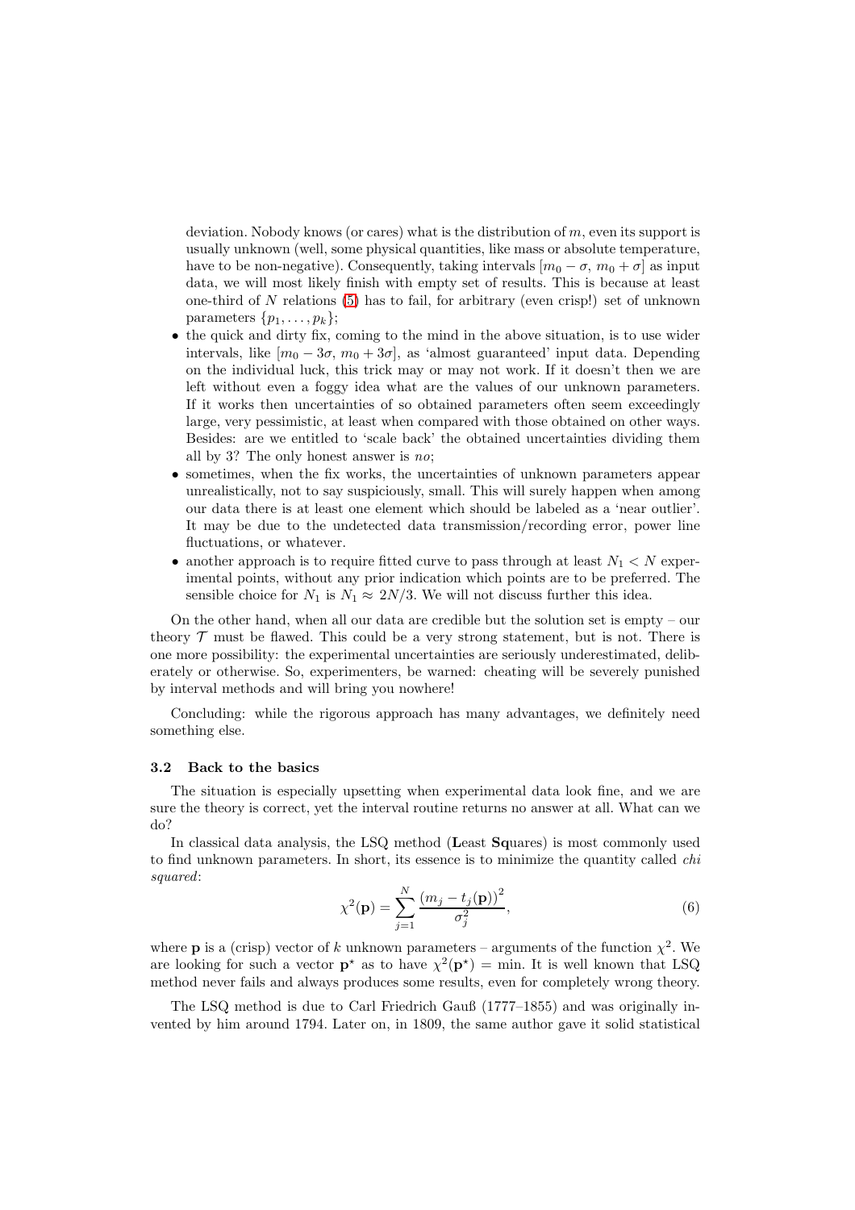deviation. Nobody knows (or cares) what is the distribution of $m$, even its support is usually unknown (well, some physical quantities, like mass or absolute temperature, have to be non-negative). Consequently, taking intervals $[m_0 - \sigma,\ m_0 + \sigma]$ as input data, we will most likely finish with empty set of results. This is because at least one-third of $N$ relations (5) has to fail, for arbitrary (even crisp!) set of unknown parameters $\{p_1, \ldots, p_k\}$;

- the quick and dirty fix, coming to the mind in the above situation, is to use wider intervals, like $[m_0 - 3\sigma,\ m_0 + 3\sigma]$, as 'almost guaranteed' input data. Depending on the individual luck, this trick may or may not work. If it doesn't then we are left without even a foggy idea what are the values of our unknown parameters. If it works then uncertainties of so obtained parameters often seem exceedingly large, very pessimistic, at least when compared with those obtained on other ways. Besides: are we entitled to 'scale back' the obtained uncertainties dividing them all by 3? The only honest answer is *no*;
- sometimes, when the fix works, the uncertainties of unknown parameters appear unrealistically, not to say suspiciously, small. This will surely happen when among our data there is at least one element which should be labeled as a 'near outlier'. It may be due to the undetected data transmission/recording error, power line fluctuations, or whatever.
- another approach is to require fitted curve to pass through at least $N_1 < N$ experimental points, without any prior indication which points are to be preferred. The sensible choice for $N_1$ is $N_1 \approx 2N/3$. We will not discuss further this idea.

On the other hand, when all our data are credible but the solution set is empty – our theory $\mathcal{T}$ must be flawed. This could be a very strong statement, but is not. There is one more possibility: the experimental uncertainties are seriously underestimated, deliberately or otherwise. So, experimenters, be warned: cheating will be severely punished by interval methods and will bring you nowhere!

Concluding: while the rigorous approach has many advantages, we definitely need something else.

### 3.2 Back to the basics

The situation is especially upsetting when experimental data look fine, and we are sure the theory is correct, yet the interval routine returns no answer at all. What can we do?

In classical data analysis, the LSQ method (**L**east **Sq**uares) is most commonly used to find unknown parameters. In short, its essence is to minimize the quantity called *chi squared*:

$$\chi^2(\mathbf{p}) = \sum_{j=1}^{N} \frac{\left(m_j - t_j(\mathbf{p})\right)^2}{\sigma_j^2}, \tag{6}$$

where $\mathbf{p}$ is a (crisp) vector of $k$ unknown parameters – arguments of the function $\chi^2$. We are looking for such a vector $\mathbf{p}^\star$ as to have $\chi^2(\mathbf{p}^\star) = \min$. It is well known that LSQ method never fails and always produces some results, even for completely wrong theory.

The LSQ method is due to Carl Friedrich Gauß (1777–1855) and was originally invented by him around 1794. Later on, in 1809, the same author gave it solid statistical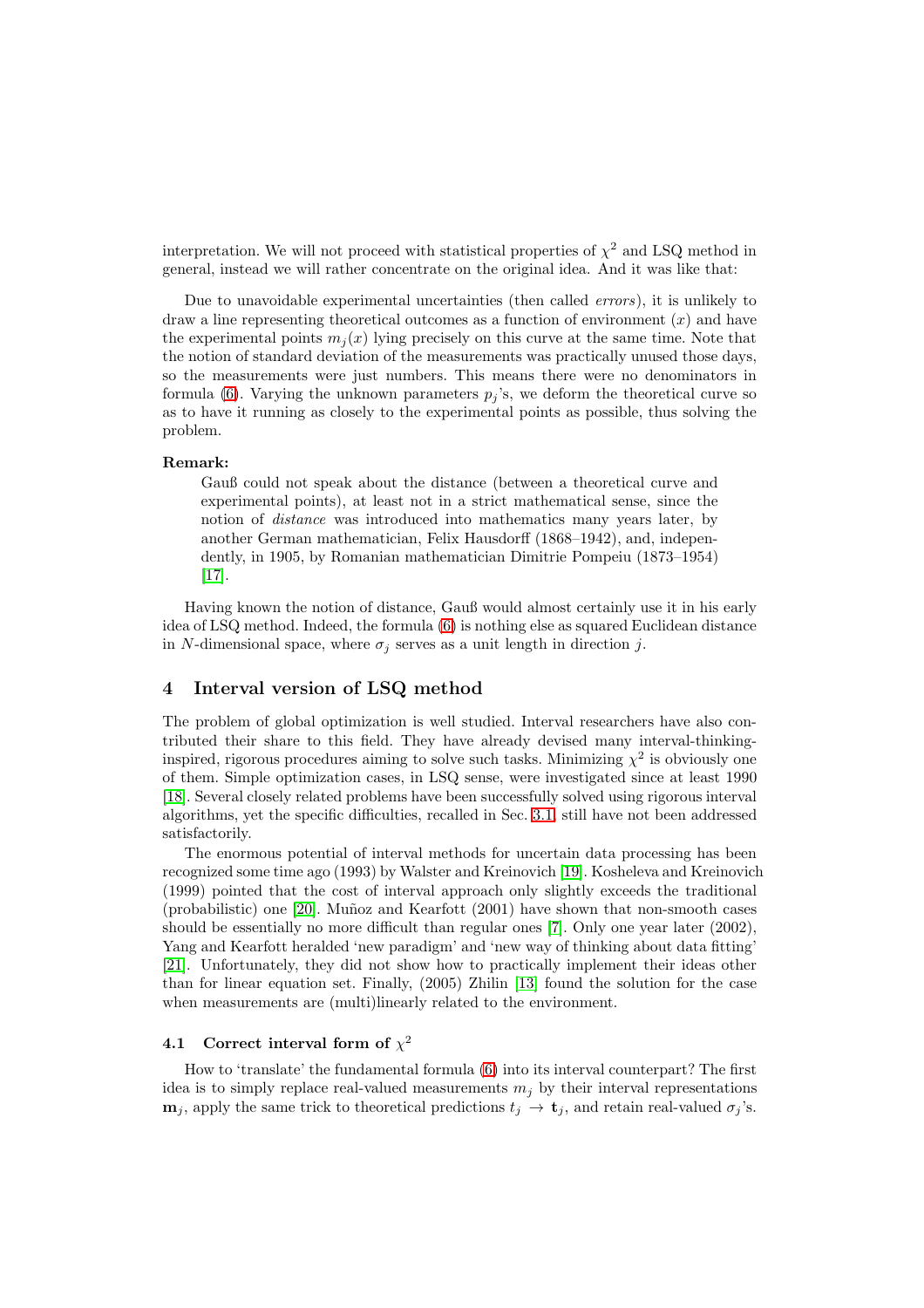interpretation. We will not proceed with statistical properties of $\chi^2$ and LSQ method in general, instead we will rather concentrate on the original idea. And it was like that:

Due to unavoidable experimental uncertainties (then called *errors*), it is unlikely to draw a line representing theoretical outcomes as a function of environment ($x$) and have the experimental points $m_j(x)$ lying precisely on this curve at the same time. Note that the notion of standard deviation of the measurements was practically unused those days, so the measurements were just numbers. This means there were no denominators in formula (6). Varying the unknown parameters $p_j$'s, we deform the theoretical curve so as to have it running as closely to the experimental points as possible, thus solving the problem.

**Remark:**

> Gauß could not speak about the distance (between a theoretical curve and experimental points), at least not in a strict mathematical sense, since the notion of *distance* was introduced into mathematics many years later, by another German mathematician, Felix Hausdorff (1868–1942), and, independently, in 1905, by Romanian mathematician Dimitrie Pompeiu (1873–1954) [17].

Having known the notion of distance, Gauß would almost certainly use it in his early idea of LSQ method. Indeed, the formula (6) is nothing else as squared Euclidean distance in $N$-dimensional space, where $\sigma_j$ serves as a unit length in direction $j$.

## 4 Interval version of LSQ method

The problem of global optimization is well studied. Interval researchers have also contributed their share to this field. They have already devised many interval-thinking-inspired, rigorous procedures aiming to solve such tasks. Minimizing $\chi^2$ is obviously one of them. Simple optimization cases, in LSQ sense, were investigated since at least 1990 [18]. Several closely related problems have been successfully solved using rigorous interval algorithms, yet the specific difficulties, recalled in Sec. 3.1, still have not been addressed satisfactorily.

The enormous potential of interval methods for uncertain data processing has been recognized some time ago (1993) by Walster and Kreinovich [19]. Kosheleva and Kreinovich (1999) pointed that the cost of interval approach only slightly exceeds the traditional (probabilistic) one [20]. Muñoz and Kearfott (2001) have shown that non-smooth cases should be essentially no more difficult than regular ones [7]. Only one year later (2002), Yang and Kearfott heralded 'new paradigm' and 'new way of thinking about data fitting' [21]. Unfortunately, they did not show how to practically implement their ideas other than for linear equation set. Finally, (2005) Zhilin [13] found the solution for the case when measurements are (multi)linearly related to the environment.

### 4.1 Correct interval form of $\chi^2$

How to 'translate' the fundamental formula (6) into its interval counterpart? The first idea is to simply replace real-valued measurements $m_j$ by their interval representations $\mathbf{m}_j$, apply the same trick to theoretical predictions $t_j \to \mathbf{t}_j$, and retain real-valued $\sigma_j$'s.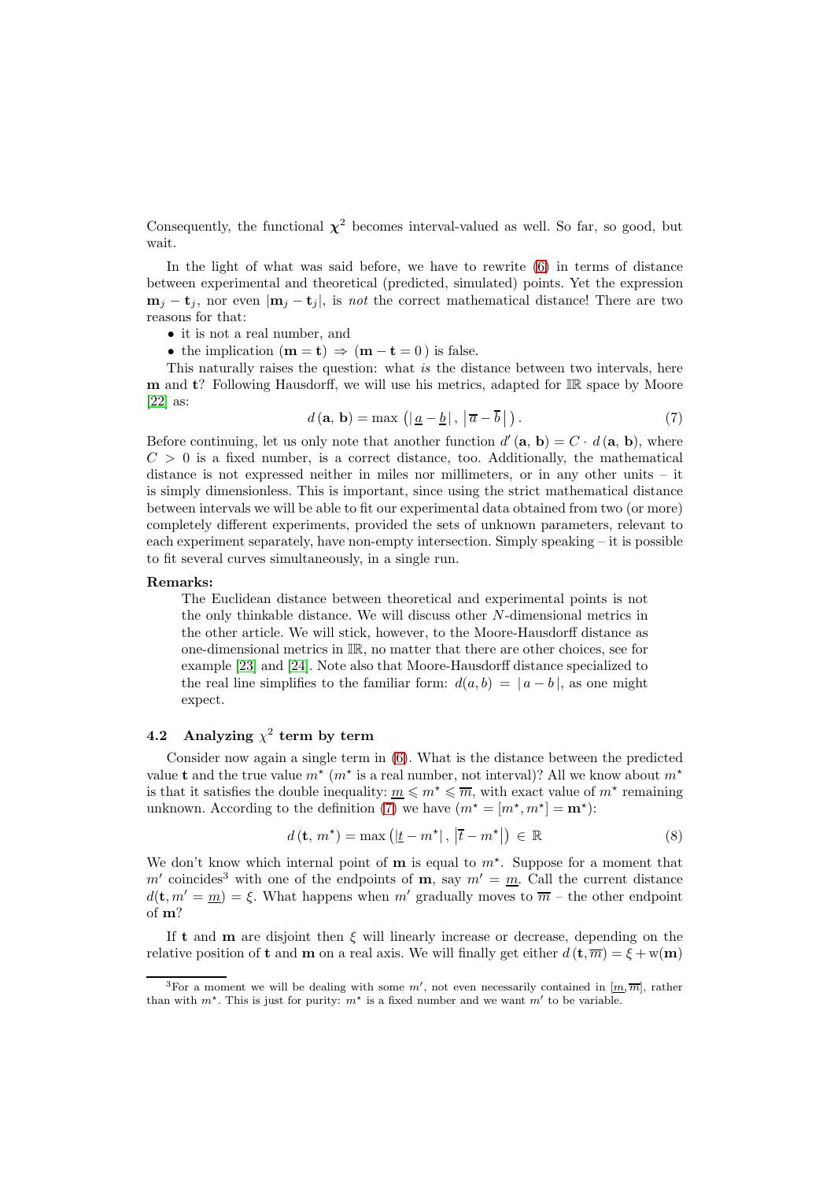Consequently, the functional $\boldsymbol{\chi}^2$ becomes interval-valued as well. So far, so good, but wait.

In the light of what was said before, we have to rewrite (6) in terms of distance between experimental and theoretical (predicted, simulated) points. Yet the expression $\mathbf{m}_j - \mathbf{t}_j$, nor even $|\mathbf{m}_j - \mathbf{t}_j|$, is *not* the correct mathematical distance! There are two reasons for that:

- it is not a real number, and
- the implication $(\mathbf{m} = \mathbf{t}) \Rightarrow (\mathbf{m} - \mathbf{t} = 0)$ is false.

This naturally raises the question: what *is* the distance between two intervals, here $\mathbf{m}$ and $\mathbf{t}$? Following Hausdorff, we will use his metrics, adapted for $\mathbb{IR}$ space by Moore [22] as:

$$d(\mathbf{a}, \mathbf{b}) = \max\left(|\underline{a} - \underline{b}|, \left|\overline{a} - \overline{b}\right|\right). \tag{7}$$

Before continuing, let us only note that another function $d'(\mathbf{a}, \mathbf{b}) = C \cdot d(\mathbf{a}, \mathbf{b})$, where $C > 0$ is a fixed number, is a correct distance, too. Additionally, the mathematical distance is not expressed neither in miles nor millimeters, or in any other units – it is simply dimensionless. This is important, since using the strict mathematical distance between intervals we will be able to fit our experimental data obtained from two (or more) completely different experiments, provided the sets of unknown parameters, relevant to each experiment separately, have non-empty intersection. Simply speaking – it is possible to fit several curves simultaneously, in a single run.

**Remarks:**

The Euclidean distance between theoretical and experimental points is not the only thinkable distance. We will discuss other $N$-dimensional metrics in the other article. We will stick, however, to the Moore-Hausdorff distance as one-dimensional metrics in $\mathbb{IR}$, no matter that there are other choices, see for example [23] and [24]. Note also that Moore-Hausdorff distance specialized to the real line simplifies to the familiar form: $d(a, b) = |a - b|$, as one might expect.

### 4.2 Analyzing $\chi^2$ term by term

Consider now again a single term in (6). What is the distance between the predicted value $\mathbf{t}$ and the true value $m^\star$ ($m^\star$ is a real number, not interval)? All we know about $m^\star$ is that it satisfies the double inequality: $\underline{m} \leqslant m^\star \leqslant \overline{m}$, with exact value of $m^\star$ remaining unknown. According to the definition (7) we have ($m^\star = [m^\star, m^\star] = \mathbf{m}^\star$):

$$d(\mathbf{t}, m^\star) = \max\left(|\underline{t} - m^\star|, \left|\overline{t} - m^\star\right|\right) \in \mathbb{R} \tag{8}$$

We don't know which internal point of $\mathbf{m}$ is equal to $m^\star$. Suppose for a moment that $m'$ coincides[3] with one of the endpoints of $\mathbf{m}$, say $m' = \underline{m}$. Call the current distance $d(\mathbf{t}, m' = \underline{m}) = \xi$. What happens when $m'$ gradually moves to $\overline{m}$ – the other endpoint of $\mathbf{m}$?

If $\mathbf{t}$ and $\mathbf{m}$ are disjoint then $\xi$ will linearly increase or decrease, depending on the relative position of $\mathbf{t}$ and $\mathbf{m}$ on a real axis. We will finally get either $d(\mathbf{t}, \overline{m}) = \xi + \mathrm{w}(\mathbf{m})$

[3] For a moment we will be dealing with some $m'$, not even necessarily contained in $[\underline{m}, \overline{m}]$, rather than with $m^\star$. This is just for purity: $m^\star$ is a fixed number and we want $m'$ to be variable.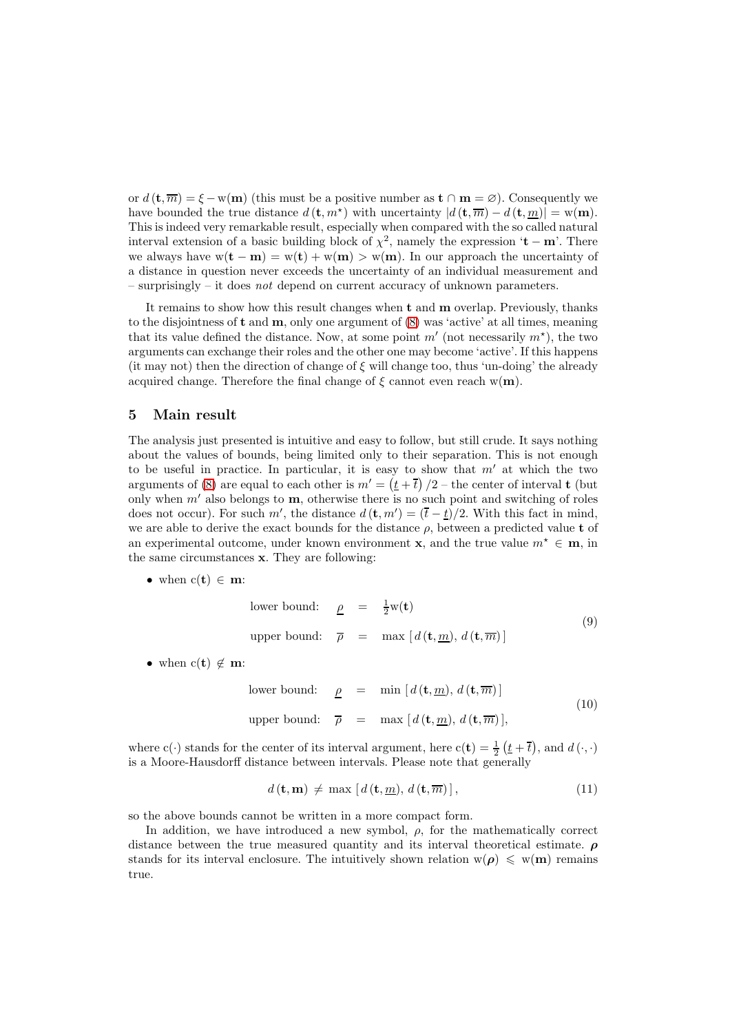or $d(\mathbf{t}, \overline{m}) = \xi - \mathrm{w}(\mathbf{m})$ (this must be a positive number as $\mathbf{t} \cap \mathbf{m} = \varnothing$). Consequently we have bounded the true distance $d(\mathbf{t}, m^\star)$ with uncertainty $|d(\mathbf{t}, \overline{m}) - d(\mathbf{t}, \underline{m})| = \mathrm{w}(\mathbf{m})$. This is indeed very remarkable result, especially when compared with the so called natural interval extension of a basic building block of $\chi^2$, namely the expression '$\mathbf{t} - \mathbf{m}$'. There we always have $\mathrm{w}(\mathbf{t} - \mathbf{m}) = \mathrm{w}(\mathbf{t}) + \mathrm{w}(\mathbf{m}) > \mathrm{w}(\mathbf{m})$. In our approach the uncertainty of a distance in question never exceeds the uncertainty of an individual measurement and – surprisingly – it does *not* depend on current accuracy of unknown parameters.

It remains to show how this result changes when $\mathbf{t}$ and $\mathbf{m}$ overlap. Previously, thanks to the disjointness of $\mathbf{t}$ and $\mathbf{m}$, only one argument of (8) was 'active' at all times, meaning that its value defined the distance. Now, at some point $m'$ (not necessarily $m^\star$), the two arguments can exchange their roles and the other one may become 'active'. If this happens (it may not) then the direction of change of $\xi$ will change too, thus 'un-doing' the already acquired change. Therefore the final change of $\xi$ cannot even reach $\mathrm{w}(\mathbf{m})$.

## 5 Main result

The analysis just presented is intuitive and easy to follow, but still crude. It says nothing about the values of bounds, being limited only to their separation. This is not enough to be useful in practice. In particular, it is easy to show that $m'$ at which the two arguments of (8) are equal to each other is $m' = \left(\underline{t} + \overline{t}\right)/2$ – the center of interval $\mathbf{t}$ (but only when $m'$ also belongs to $\mathbf{m}$, otherwise there is no such point and switching of roles does not occur). For such $m'$, the distance $d(\mathbf{t}, m') = (\overline{t} - \underline{t})/2$. With this fact in mind, we are able to derive the exact bounds for the distance $\rho$, between a predicted value $\mathbf{t}$ of an experimental outcome, under known environment $\mathbf{x}$, and the true value $m^\star \in \mathbf{m}$, in the same circumstances $\mathbf{x}$. They are following:

- when $\mathrm{c}(\mathbf{t}) \in \mathbf{m}$:

$$
\begin{aligned}
\text{lower bound:} \quad \underline{\rho} &= \tfrac{1}{2}\mathrm{w}(\mathbf{t}) \\
\text{upper bound:} \quad \overline{\rho} &= \max\left[\, d(\mathbf{t}, \underline{m}),\, d(\mathbf{t}, \overline{m}) \,\right]
\end{aligned}
\tag{9}
$$

- when $\mathrm{c}(\mathbf{t}) \notin \mathbf{m}$:

$$
\begin{aligned}
\text{lower bound:} \quad \underline{\rho} &= \min\left[\, d(\mathbf{t}, \underline{m}),\, d(\mathbf{t}, \overline{m}) \,\right] \\
\text{upper bound:} \quad \overline{\rho} &= \max\left[\, d(\mathbf{t}, \underline{m}),\, d(\mathbf{t}, \overline{m}) \,\right],
\end{aligned}
\tag{10}
$$

where $\mathrm{c}(\cdot)$ stands for the center of its interval argument, here $\mathrm{c}(\mathbf{t}) = \frac{1}{2}\left(\underline{t} + \overline{t}\right)$, and $d(\cdot, \cdot)$ is a Moore-Hausdorff distance between intervals. Please note that generally

$$
d(\mathbf{t}, \mathbf{m}) \neq \max\left[\, d(\mathbf{t}, \underline{m}),\, d(\mathbf{t}, \overline{m}) \,\right], \tag{11}
$$

so the above bounds cannot be written in a more compact form.

In addition, we have introduced a new symbol, $\rho$, for the mathematically correct distance between the true measured quantity and its interval theoretical estimate. $\boldsymbol{\rho}$ stands for its interval enclosure. The intuitively shown relation $\mathrm{w}(\boldsymbol{\rho}) \leqslant \mathrm{w}(\mathbf{m})$ remains true.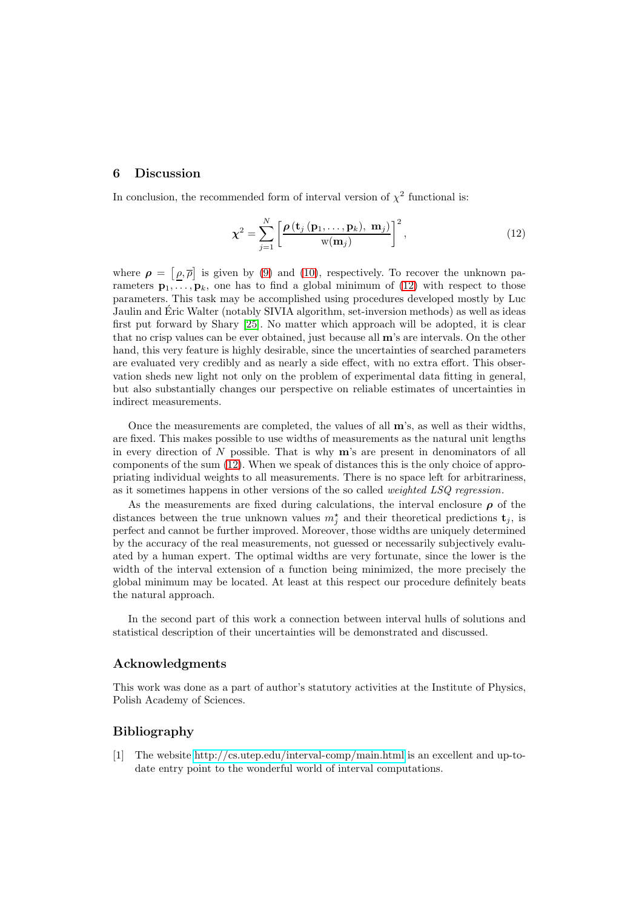## 6 Discussion

In conclusion, the recommended form of interval version of $\chi^2$ functional is:

$$\boldsymbol{\chi}^2 = \sum_{j=1}^{N} \left[ \frac{\boldsymbol{\rho}\left(\mathbf{t}_j\left(\mathbf{p}_1, \ldots, \mathbf{p}_k\right),\ \mathbf{m}_j\right)}{\mathrm{w}(\mathbf{m}_j)} \right]^2, \tag{12}$$

where $\boldsymbol{\rho} = \left[\underline{\rho}, \overline{\rho}\right]$ is given by (9) and (10), respectively. To recover the unknown parameters $\mathbf{p}_1, \ldots, \mathbf{p}_k$, one has to find a global minimum of (12) with respect to those parameters. This task may be accomplished using procedures developed mostly by Luc Jaulin and Éric Walter (notably SIVIA algorithm, set-inversion methods) as well as ideas first put forward by Shary [25]. No matter which approach will be adopted, it is clear that no crisp values can be ever obtained, just because all $\mathbf{m}$'s are intervals. On the other hand, this very feature is highly desirable, since the uncertainties of searched parameters are evaluated very credibly and as nearly a side effect, with no extra effort. This observation sheds new light not only on the problem of experimental data fitting in general, but also substantially changes our perspective on reliable estimates of uncertainties in indirect measurements.

Once the measurements are completed, the values of all $\mathbf{m}$'s, as well as their widths, are fixed. This makes possible to use widths of measurements as the natural unit lengths in every direction of $N$ possible. That is why $\mathbf{m}$'s are present in denominators of all components of the sum (12). When we speak of distances this is the only choice of appropriating individual weights to all measurements. There is no space left for arbitrariness, as it sometimes happens in other versions of the so called *weighted LSQ regression*.

As the measurements are fixed during calculations, the interval enclosure $\boldsymbol{\rho}$ of the distances between the true unknown values $m_j^\star$ and their theoretical predictions $\mathbf{t}_j$, is perfect and cannot be further improved. Moreover, those widths are uniquely determined by the accuracy of the real measurements, not guessed or necessarily subjectively evaluated by a human expert. The optimal widths are very fortunate, since the lower is the width of the interval extension of a function being minimized, the more precisely the global minimum may be located. At least at this respect our procedure definitely beats the natural approach.

In the second part of this work a connection between interval hulls of solutions and statistical description of their uncertainties will be demonstrated and discussed.

## Acknowledgments

This work was done as a part of author's statutory activities at the Institute of Physics, Polish Academy of Sciences.

## Bibliography

[1] The website http://cs.utep.edu/interval-comp/main.html is an excellent and up-to-date entry point to the wonderful world of interval computations.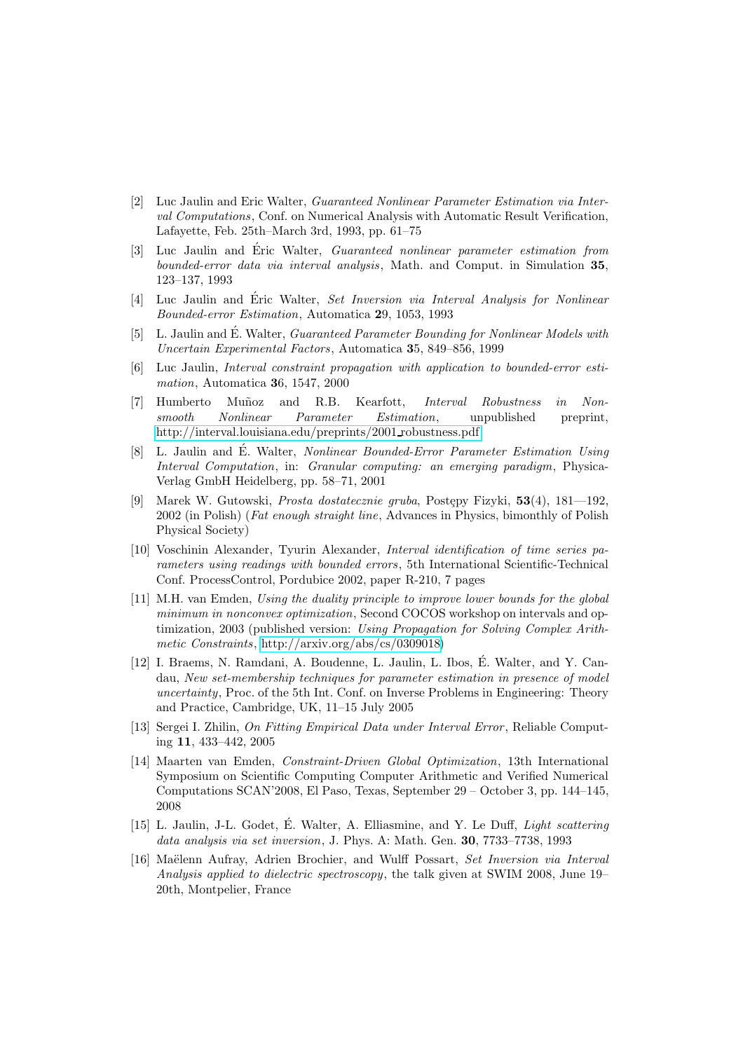[2] Luc Jaulin and Eric Walter, *Guaranteed Nonlinear Parameter Estimation via Interval Computations*, Conf. on Numerical Analysis with Automatic Result Verification, Lafayette, Feb. 25th–March 3rd, 1993, pp. 61–75

[3] Luc Jaulin and Éric Walter, *Guaranteed nonlinear parameter estimation from bounded-error data via interval analysis*, Math. and Comput. in Simulation **35**, 123–137, 1993

[4] Luc Jaulin and Éric Walter, *Set Inversion via Interval Analysis for Nonlinear Bounded-error Estimation*, Automatica **2**9, 1053, 1993

[5] L. Jaulin and É. Walter, *Guaranteed Parameter Bounding for Nonlinear Models with Uncertain Experimental Factors*, Automatica **3**5, 849–856, 1999

[6] Luc Jaulin, *Interval constraint propagation with application to bounded-error estimation*, Automatica **3**6, 1547, 2000

[7] Humberto Muñoz and R.B. Kearfott, *Interval Robustness in Nonsmooth Nonlinear Parameter Estimation*, unpublished preprint, http://interval.louisiana.edu/preprints/2001_robustness.pdf

[8] L. Jaulin and É. Walter, *Nonlinear Bounded-Error Parameter Estimation Using Interval Computation*, in: *Granular computing: an emerging paradigm*, Physica-Verlag GmbH Heidelberg, pp. 58–71, 2001

[9] Marek W. Gutowski, *Prosta dostatecznie gruba*, Postępy Fizyki, **53**(4), 181—192, 2002 (in Polish) (*Fat enough straight line*, Advances in Physics, bimonthly of Polish Physical Society)

[10] Voschinin Alexander, Tyurin Alexander, *Interval identification of time series parameters using readings with bounded errors*, 5th International Scientific-Technical Conf. ProcessControl, Pordubice 2002, paper R-210, 7 pages

[11] M.H. van Emden, *Using the duality principle to improve lower bounds for the global minimum in nonconvex optimization*, Second COCOS workshop on intervals and optimization, 2003 (published version: *Using Propagation for Solving Complex Arithmetic Constraints*, http://arxiv.org/abs/cs/0309018)

[12] I. Braems, N. Ramdani, A. Boudenne, L. Jaulin, L. Ibos, É. Walter, and Y. Candau, *New set-membership techniques for parameter estimation in presence of model uncertainty*, Proc. of the 5th Int. Conf. on Inverse Problems in Engineering: Theory and Practice, Cambridge, UK, 11–15 July 2005

[13] Sergei I. Zhilin, *On Fitting Empirical Data under Interval Error*, Reliable Computing **11**, 433–442, 2005

[14] Maarten van Emden, *Constraint-Driven Global Optimization*, 13th International Symposium on Scientific Computing Computer Arithmetic and Verified Numerical Computations SCAN'2008, El Paso, Texas, September 29 – October 3, pp. 144–145, 2008

[15] L. Jaulin, J-L. Godet, É. Walter, A. Elliasmine, and Y. Le Duff, *Light scattering data analysis via set inversion*, J. Phys. A: Math. Gen. **30**, 7733–7738, 1993

[16] Maëlenn Aufray, Adrien Brochier, and Wulff Possart, *Set Inversion via Interval Analysis applied to dielectric spectroscopy*, the talk given at SWIM 2008, June 19–20th, Montpelier, France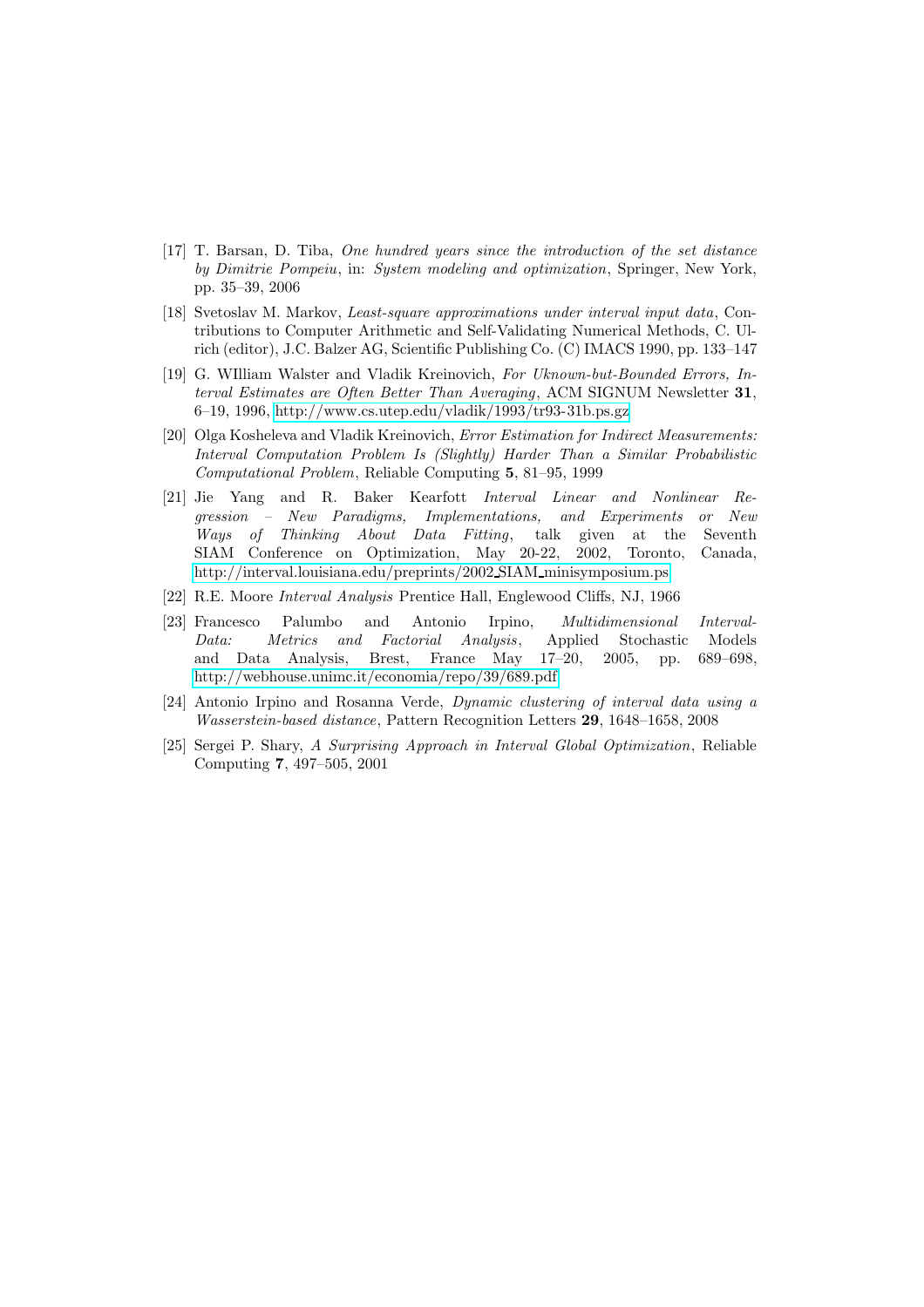[17] T. Barsan, D. Tiba, *One hundred years since the introduction of the set distance by Dimitrie Pompeiu*, in: *System modeling and optimization*, Springer, New York, pp. 35–39, 2006

[18] Svetoslav M. Markov, *Least-square approximations under interval input data*, Contributions to Computer Arithmetic and Self-Validating Numerical Methods, C. Ulrich (editor), J.C. Balzer AG, Scientific Publishing Co. (C) IMACS 1990, pp. 133–147

[19] G. WIlliam Walster and Vladik Kreinovich, *For Uknown-but-Bounded Errors, Interval Estimates are Often Better Than Averaging*, ACM SIGNUM Newsletter **31**, 6–19, 1996, http://www.cs.utep.edu/vladik/1993/tr93-31b.ps.gz

[20] Olga Kosheleva and Vladik Kreinovich, *Error Estimation for Indirect Measurements: Interval Computation Problem Is (Slightly) Harder Than a Similar Probabilistic Computational Problem*, Reliable Computing **5**, 81–95, 1999

[21] Jie Yang and R. Baker Kearfott *Interval Linear and Nonlinear Regression – New Paradigms, Implementations, and Experiments or New Ways of Thinking About Data Fitting*, talk given at the Seventh SIAM Conference on Optimization, May 20-22, 2002, Toronto, Canada, http://interval.louisiana.edu/preprints/2002_SIAM_minisymposium.ps

[22] R.E. Moore *Interval Analysis* Prentice Hall, Englewood Cliffs, NJ, 1966

[23] Francesco Palumbo and Antonio Irpino, *Multidimensional Interval-Data: Metrics and Factorial Analysis*, Applied Stochastic Models and Data Analysis, Brest, France May 17–20, 2005, pp. 689–698, http://webhouse.unimc.it/economia/repo/39/689.pdf

[24] Antonio Irpino and Rosanna Verde, *Dynamic clustering of interval data using a Wasserstein-based distance*, Pattern Recognition Letters **29**, 1648–1658, 2008

[25] Sergei P. Shary, *A Surprising Approach in Interval Global Optimization*, Reliable Computing **7**, 497–505, 2001